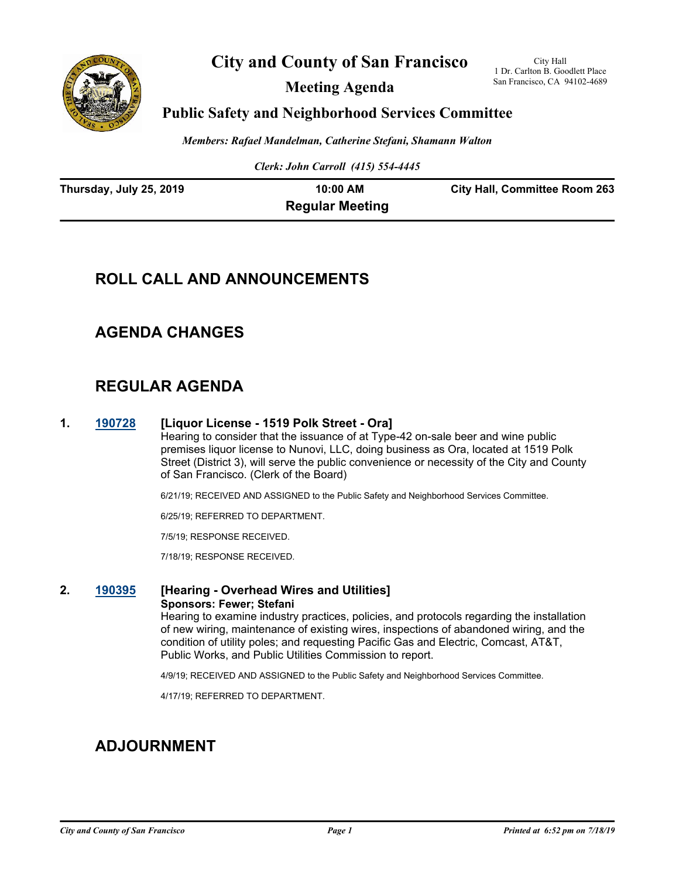# City and County of San Francisco

City Hall
1 Dr. Carlton B. Goodlett Place
San Francisco, CA 94102-4689

## Meeting Agenda

## Public Safety and Neighborhood Services Committee

*Members: Rafael Mandelman, Catherine Stefani, Shamann Walton*

*Clerk: John Carroll (415) 554-4445*

**Thursday, July 25, 2019** | **10:00 AM** | **City Hall, Committee Room 263**

**Regular Meeting**

## ROLL CALL AND ANNOUNCEMENTS

## AGENDA CHANGES

## REGULAR AGENDA

**1. 190728 [Liquor License - 1519 Polk Street - Ora]**

Hearing to consider that the issuance of at Type-42 on-sale beer and wine public premises liquor license to Nunovi, LLC, doing business as Ora, located at 1519 Polk Street (District 3), will serve the public convenience or necessity of the City and County of San Francisco. (Clerk of the Board)

6/21/19; RECEIVED AND ASSIGNED to the Public Safety and Neighborhood Services Committee.

6/25/19; REFERRED TO DEPARTMENT.

7/5/19; RESPONSE RECEIVED.

7/18/19; RESPONSE RECEIVED.

**2. 190395 [Hearing - Overhead Wires and Utilities]**

**Sponsors: Fewer; Stefani**

Hearing to examine industry practices, policies, and protocols regarding the installation of new wiring, maintenance of existing wires, inspections of abandoned wiring, and the condition of utility poles; and requesting Pacific Gas and Electric, Comcast, AT&T, Public Works, and Public Utilities Commission to report.

4/9/19; RECEIVED AND ASSIGNED to the Public Safety and Neighborhood Services Committee.

4/17/19; REFERRED TO DEPARTMENT.

## ADJOURNMENT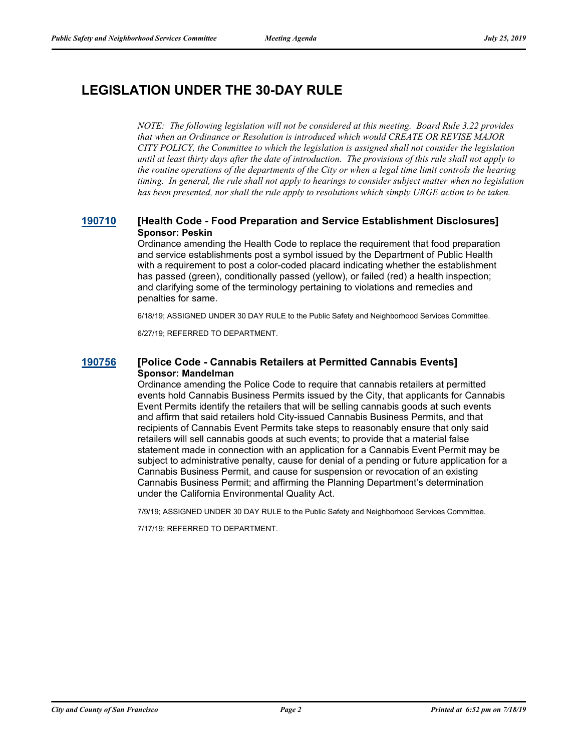## LEGISLATION UNDER THE 30-DAY RULE

*NOTE: The following legislation will not be considered at this meeting. Board Rule 3.22 provides that when an Ordinance or Resolution is introduced which would CREATE OR REVISE MAJOR CITY POLICY, the Committee to which the legislation is assigned shall not consider the legislation until at least thirty days after the date of introduction. The provisions of this rule shall not apply to the routine operations of the departments of the City or when a legal time limit controls the hearing timing. In general, the rule shall not apply to hearings to consider subject matter when no legislation has been presented, nor shall the rule apply to resolutions which simply URGE action to be taken.*

### 190710 **[Health Code - Food Preparation and Service Establishment Disclosures]**

**Sponsor: Peskin**

Ordinance amending the Health Code to replace the requirement that food preparation and service establishments post a symbol issued by the Department of Public Health with a requirement to post a color-coded placard indicating whether the establishment has passed (green), conditionally passed (yellow), or failed (red) a health inspection; and clarifying some of the terminology pertaining to violations and remedies and penalties for same.

6/18/19; ASSIGNED UNDER 30 DAY RULE to the Public Safety and Neighborhood Services Committee.

6/27/19; REFERRED TO DEPARTMENT.

### 190756 **[Police Code - Cannabis Retailers at Permitted Cannabis Events]**

**Sponsor: Mandelman**

Ordinance amending the Police Code to require that cannabis retailers at permitted events hold Cannabis Business Permits issued by the City, that applicants for Cannabis Event Permits identify the retailers that will be selling cannabis goods at such events and affirm that said retailers hold City-issued Cannabis Business Permits, and that recipients of Cannabis Event Permits take steps to reasonably ensure that only said retailers will sell cannabis goods at such events; to provide that a material false statement made in connection with an application for a Cannabis Event Permit may be subject to administrative penalty, cause for denial of a pending or future application for a Cannabis Business Permit, and cause for suspension or revocation of an existing Cannabis Business Permit; and affirming the Planning Department's determination under the California Environmental Quality Act.

7/9/19; ASSIGNED UNDER 30 DAY RULE to the Public Safety and Neighborhood Services Committee.

7/17/19; REFERRED TO DEPARTMENT.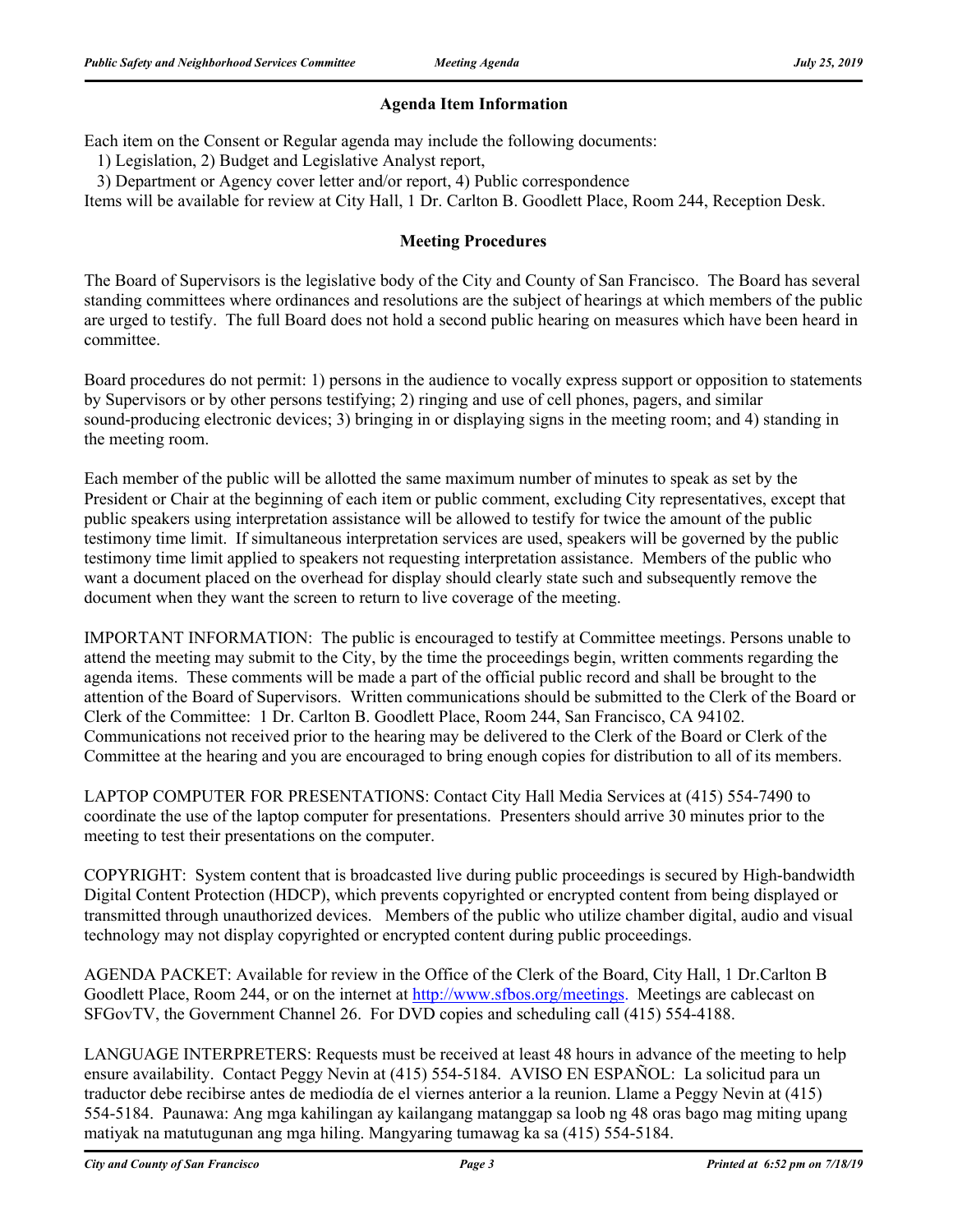## Agenda Item Information

Each item on the Consent or Regular agenda may include the following documents:

1) Legislation, 2) Budget and Legislative Analyst report,

3) Department or Agency cover letter and/or report, 4) Public correspondence

Items will be available for review at City Hall, 1 Dr. Carlton B. Goodlett Place, Room 244, Reception Desk.

## Meeting Procedures

The Board of Supervisors is the legislative body of the City and County of San Francisco. The Board has several standing committees where ordinances and resolutions are the subject of hearings at which members of the public are urged to testify. The full Board does not hold a second public hearing on measures which have been heard in committee.

Board procedures do not permit: 1) persons in the audience to vocally express support or opposition to statements by Supervisors or by other persons testifying; 2) ringing and use of cell phones, pagers, and similar sound-producing electronic devices; 3) bringing in or displaying signs in the meeting room; and 4) standing in the meeting room.

Each member of the public will be allotted the same maximum number of minutes to speak as set by the President or Chair at the beginning of each item or public comment, excluding City representatives, except that public speakers using interpretation assistance will be allowed to testify for twice the amount of the public testimony time limit. If simultaneous interpretation services are used, speakers will be governed by the public testimony time limit applied to speakers not requesting interpretation assistance. Members of the public who want a document placed on the overhead for display should clearly state such and subsequently remove the document when they want the screen to return to live coverage of the meeting.

IMPORTANT INFORMATION: The public is encouraged to testify at Committee meetings. Persons unable to attend the meeting may submit to the City, by the time the proceedings begin, written comments regarding the agenda items. These comments will be made a part of the official public record and shall be brought to the attention of the Board of Supervisors. Written communications should be submitted to the Clerk of the Board or Clerk of the Committee: 1 Dr. Carlton B. Goodlett Place, Room 244, San Francisco, CA 94102. Communications not received prior to the hearing may be delivered to the Clerk of the Board or Clerk of the Committee at the hearing and you are encouraged to bring enough copies for distribution to all of its members.

LAPTOP COMPUTER FOR PRESENTATIONS: Contact City Hall Media Services at (415) 554-7490 to coordinate the use of the laptop computer for presentations. Presenters should arrive 30 minutes prior to the meeting to test their presentations on the computer.

COPYRIGHT: System content that is broadcasted live during public proceedings is secured by High-bandwidth Digital Content Protection (HDCP), which prevents copyrighted or encrypted content from being displayed or transmitted through unauthorized devices. Members of the public who utilize chamber digital, audio and visual technology may not display copyrighted or encrypted content during public proceedings.

AGENDA PACKET: Available for review in the Office of the Clerk of the Board, City Hall, 1 Dr.Carlton B Goodlett Place, Room 244, or on the internet at http://www.sfbos.org/meetings. Meetings are cablecast on SFGovTV, the Government Channel 26. For DVD copies and scheduling call (415) 554-4188.

LANGUAGE INTERPRETERS: Requests must be received at least 48 hours in advance of the meeting to help ensure availability. Contact Peggy Nevin at (415) 554-5184. AVISO EN ESPAÑOL: La solicitud para un traductor debe recibirse antes de mediodía de el viernes anterior a la reunion. Llame a Peggy Nevin at (415) 554-5184. Paunawa: Ang mga kahilingan ay kailangang matanggap sa loob ng 48 oras bago mag miting upang matiyak na matutugunan ang mga hiling. Mangyaring tumawag ka sa (415) 554-5184.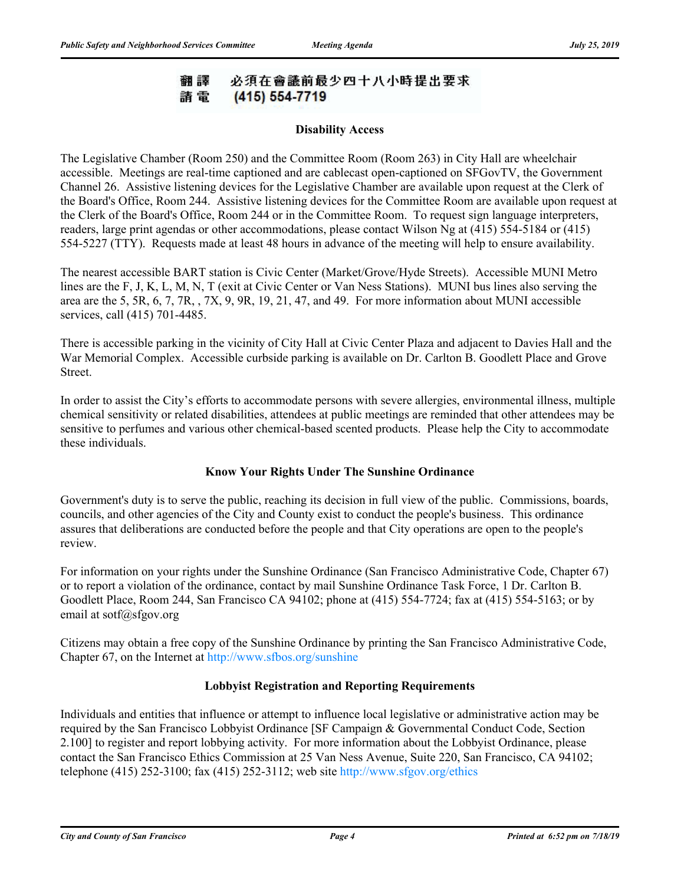翻譯　必須在會議前最少四十八小時提出要求
請電　(415) 554-7719

### Disability Access

The Legislative Chamber (Room 250) and the Committee Room (Room 263) in City Hall are wheelchair accessible. Meetings are real-time captioned and are cablecast open-captioned on SFGovTV, the Government Channel 26. Assistive listening devices for the Legislative Chamber are available upon request at the Clerk of the Board's Office, Room 244. Assistive listening devices for the Committee Room are available upon request at the Clerk of the Board's Office, Room 244 or in the Committee Room. To request sign language interpreters, readers, large print agendas or other accommodations, please contact Wilson Ng at (415) 554-5184 or (415) 554-5227 (TTY). Requests made at least 48 hours in advance of the meeting will help to ensure availability.

The nearest accessible BART station is Civic Center (Market/Grove/Hyde Streets). Accessible MUNI Metro lines are the F, J, K, L, M, N, T (exit at Civic Center or Van Ness Stations). MUNI bus lines also serving the area are the 5, 5R, 6, 7, 7R, , 7X, 9, 9R, 19, 21, 47, and 49. For more information about MUNI accessible services, call (415) 701-4485.

There is accessible parking in the vicinity of City Hall at Civic Center Plaza and adjacent to Davies Hall and the War Memorial Complex. Accessible curbside parking is available on Dr. Carlton B. Goodlett Place and Grove Street.

In order to assist the City's efforts to accommodate persons with severe allergies, environmental illness, multiple chemical sensitivity or related disabilities, attendees at public meetings are reminded that other attendees may be sensitive to perfumes and various other chemical-based scented products. Please help the City to accommodate these individuals.

### Know Your Rights Under The Sunshine Ordinance

Government's duty is to serve the public, reaching its decision in full view of the public. Commissions, boards, councils, and other agencies of the City and County exist to conduct the people's business. This ordinance assures that deliberations are conducted before the people and that City operations are open to the people's review.

For information on your rights under the Sunshine Ordinance (San Francisco Administrative Code, Chapter 67) or to report a violation of the ordinance, contact by mail Sunshine Ordinance Task Force, 1 Dr. Carlton B. Goodlett Place, Room 244, San Francisco CA 94102; phone at (415) 554-7724; fax at (415) 554-5163; or by email at sotf@sfgov.org

Citizens may obtain a free copy of the Sunshine Ordinance by printing the San Francisco Administrative Code, Chapter 67, on the Internet at http://www.sfbos.org/sunshine

### Lobbyist Registration and Reporting Requirements

Individuals and entities that influence or attempt to influence local legislative or administrative action may be required by the San Francisco Lobbyist Ordinance [SF Campaign & Governmental Conduct Code, Section 2.100] to register and report lobbying activity. For more information about the Lobbyist Ordinance, please contact the San Francisco Ethics Commission at 25 Van Ness Avenue, Suite 220, San Francisco, CA 94102; telephone (415) 252-3100; fax (415) 252-3112; web site http://www.sfgov.org/ethics